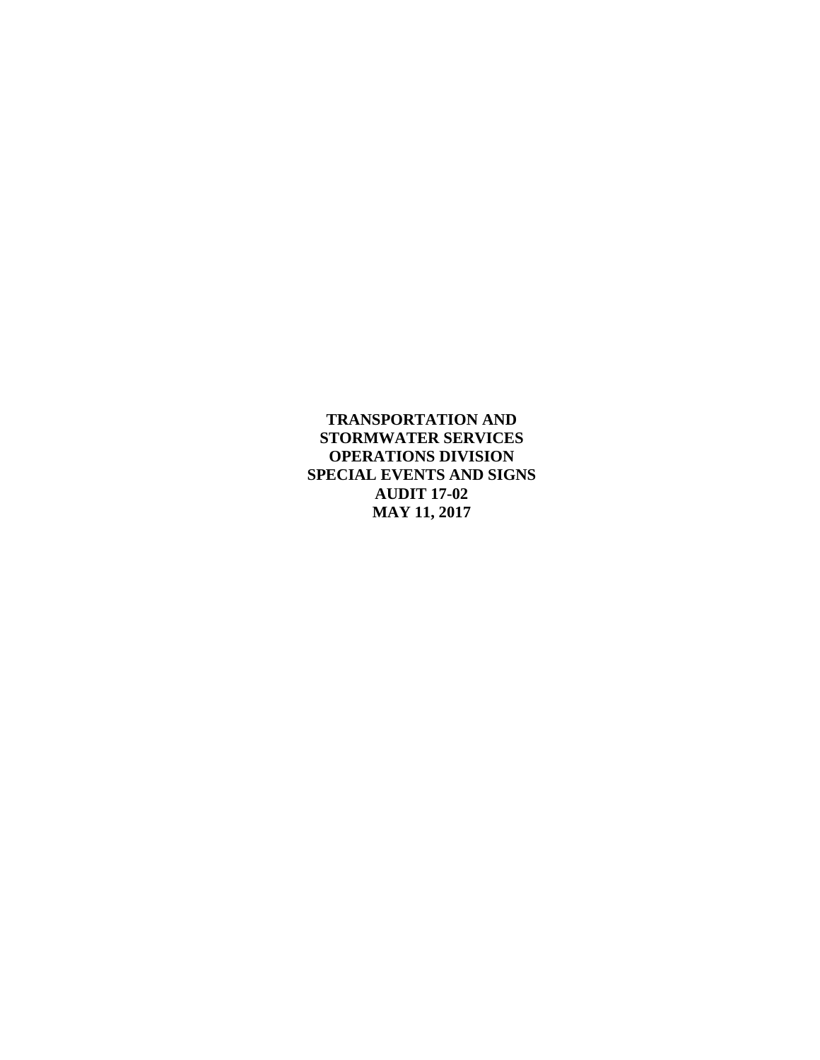**TRANSPORTATION AND STORMWATER SERVICES OPERATIONS DIVISION SPECIAL EVENTS AND SIGNS**

**AUDIT 17-02**

**MAY 11, 2017**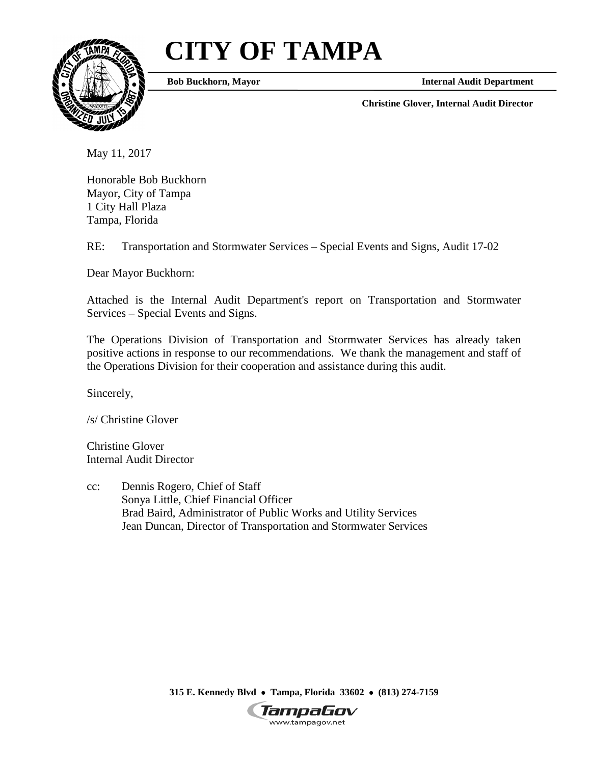# CITY OF TAMPA

**Bob Buckhorn, Mayor** **Internal Audit Department**

**Christine Glover, Internal Audit Director**

May 11, 2017

Honorable Bob Buckhorn
Mayor, City of Tampa
1 City Hall Plaza
Tampa, Florida

RE: Transportation and Stormwater Services – Special Events and Signs, Audit 17-02

Dear Mayor Buckhorn:

Attached is the Internal Audit Department's report on Transportation and Stormwater Services – Special Events and Signs.

The Operations Division of Transportation and Stormwater Services has already taken positive actions in response to our recommendations. We thank the management and staff of the Operations Division for their cooperation and assistance during this audit.

Sincerely,

/s/ Christine Glover

Christine Glover
Internal Audit Director

cc: Dennis Rogero, Chief of Staff
Sonya Little, Chief Financial Officer
Brad Baird, Administrator of Public Works and Utility Services
Jean Duncan, Director of Transportation and Stormwater Services

**315 E. Kennedy Blvd • Tampa, Florida 33602 • (813) 274-7159**

TampaGov
www.tampagov.net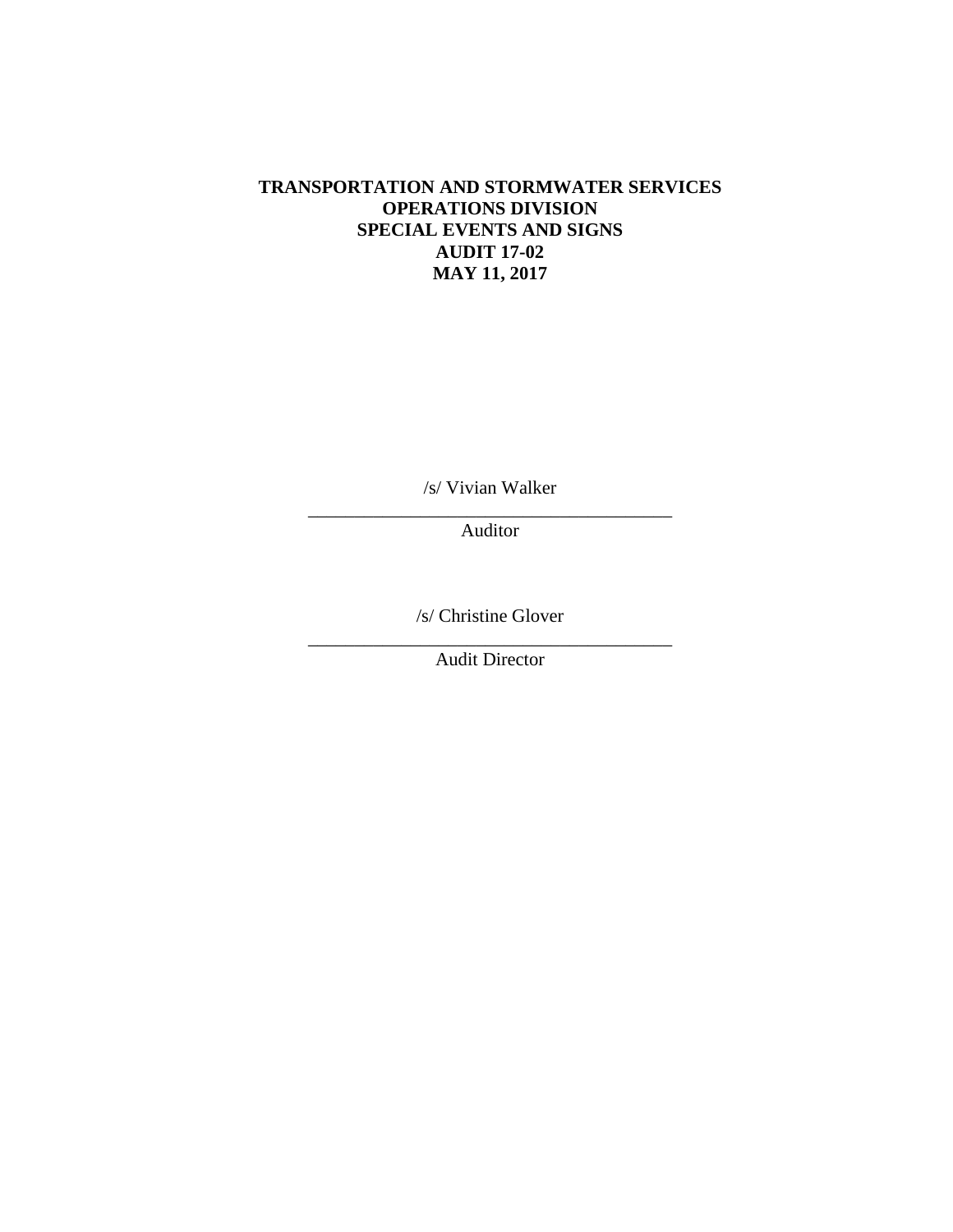**TRANSPORTATION AND STORMWATER SERVICES**
**OPERATIONS DIVISION**
**SPECIAL EVENTS AND SIGNS**
**AUDIT 17-02**
**MAY 11, 2017**

/s/ Vivian Walker

\_\_\_\_\_\_\_\_\_\_\_\_\_\_\_\_\_\_\_\_\_\_\_\_\_\_\_\_\_\_\_\_\_\_\_\_\_\_\_\_
Auditor

/s/ Christine Glover

\_\_\_\_\_\_\_\_\_\_\_\_\_\_\_\_\_\_\_\_\_\_\_\_\_\_\_\_\_\_\_\_\_\_\_\_\_\_\_\_
Audit Director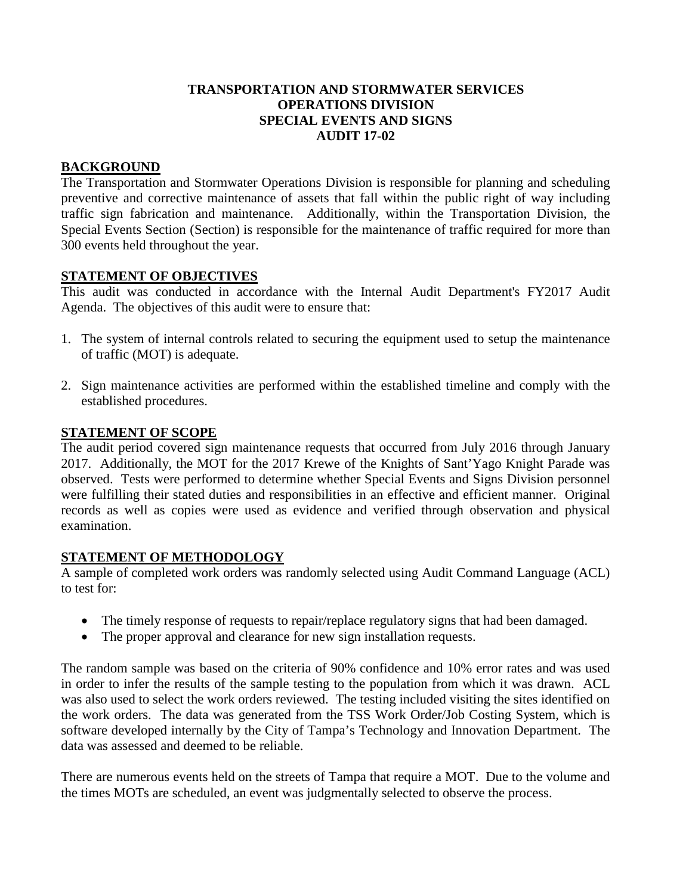**TRANSPORTATION AND STORMWATER SERVICES**
**OPERATIONS DIVISION**
**SPECIAL EVENTS AND SIGNS**
**AUDIT 17-02**

## BACKGROUND

The Transportation and Stormwater Operations Division is responsible for planning and scheduling preventive and corrective maintenance of assets that fall within the public right of way including traffic sign fabrication and maintenance. Additionally, within the Transportation Division, the Special Events Section (Section) is responsible for the maintenance of traffic required for more than 300 events held throughout the year.

## STATEMENT OF OBJECTIVES

This audit was conducted in accordance with the Internal Audit Department's FY2017 Audit Agenda. The objectives of this audit were to ensure that:

1. The system of internal controls related to securing the equipment used to setup the maintenance of traffic (MOT) is adequate.

2. Sign maintenance activities are performed within the established timeline and comply with the established procedures.

## STATEMENT OF SCOPE

The audit period covered sign maintenance requests that occurred from July 2016 through January 2017. Additionally, the MOT for the 2017 Krewe of the Knights of Sant'Yago Knight Parade was observed. Tests were performed to determine whether Special Events and Signs Division personnel were fulfilling their stated duties and responsibilities in an effective and efficient manner. Original records as well as copies were used as evidence and verified through observation and physical examination.

## STATEMENT OF METHODOLOGY

A sample of completed work orders was randomly selected using Audit Command Language (ACL) to test for:

- The timely response of requests to repair/replace regulatory signs that had been damaged.
- The proper approval and clearance for new sign installation requests.

The random sample was based on the criteria of 90% confidence and 10% error rates and was used in order to infer the results of the sample testing to the population from which it was drawn. ACL was also used to select the work orders reviewed. The testing included visiting the sites identified on the work orders. The data was generated from the TSS Work Order/Job Costing System, which is software developed internally by the City of Tampa's Technology and Innovation Department. The data was assessed and deemed to be reliable.

There are numerous events held on the streets of Tampa that require a MOT. Due to the volume and the times MOTs are scheduled, an event was judgmentally selected to observe the process.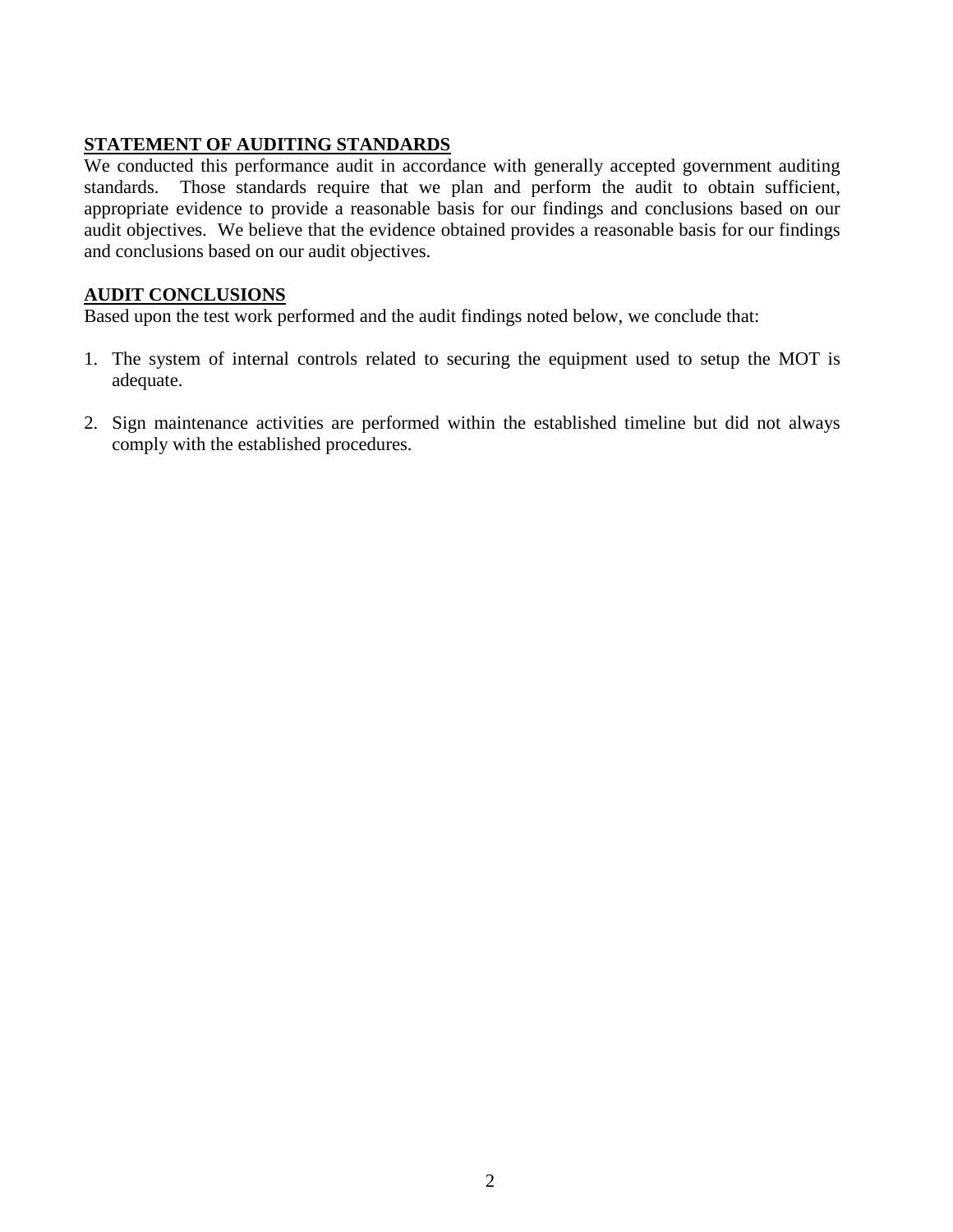## STATEMENT OF AUDITING STANDARDS

We conducted this performance audit in accordance with generally accepted government auditing standards. Those standards require that we plan and perform the audit to obtain sufficient, appropriate evidence to provide a reasonable basis for our findings and conclusions based on our audit objectives. We believe that the evidence obtained provides a reasonable basis for our findings and conclusions based on our audit objectives.

## AUDIT CONCLUSIONS

Based upon the test work performed and the audit findings noted below, we conclude that:

1. The system of internal controls related to securing the equipment used to setup the MOT is adequate.

2. Sign maintenance activities are performed within the established timeline but did not always comply with the established procedures.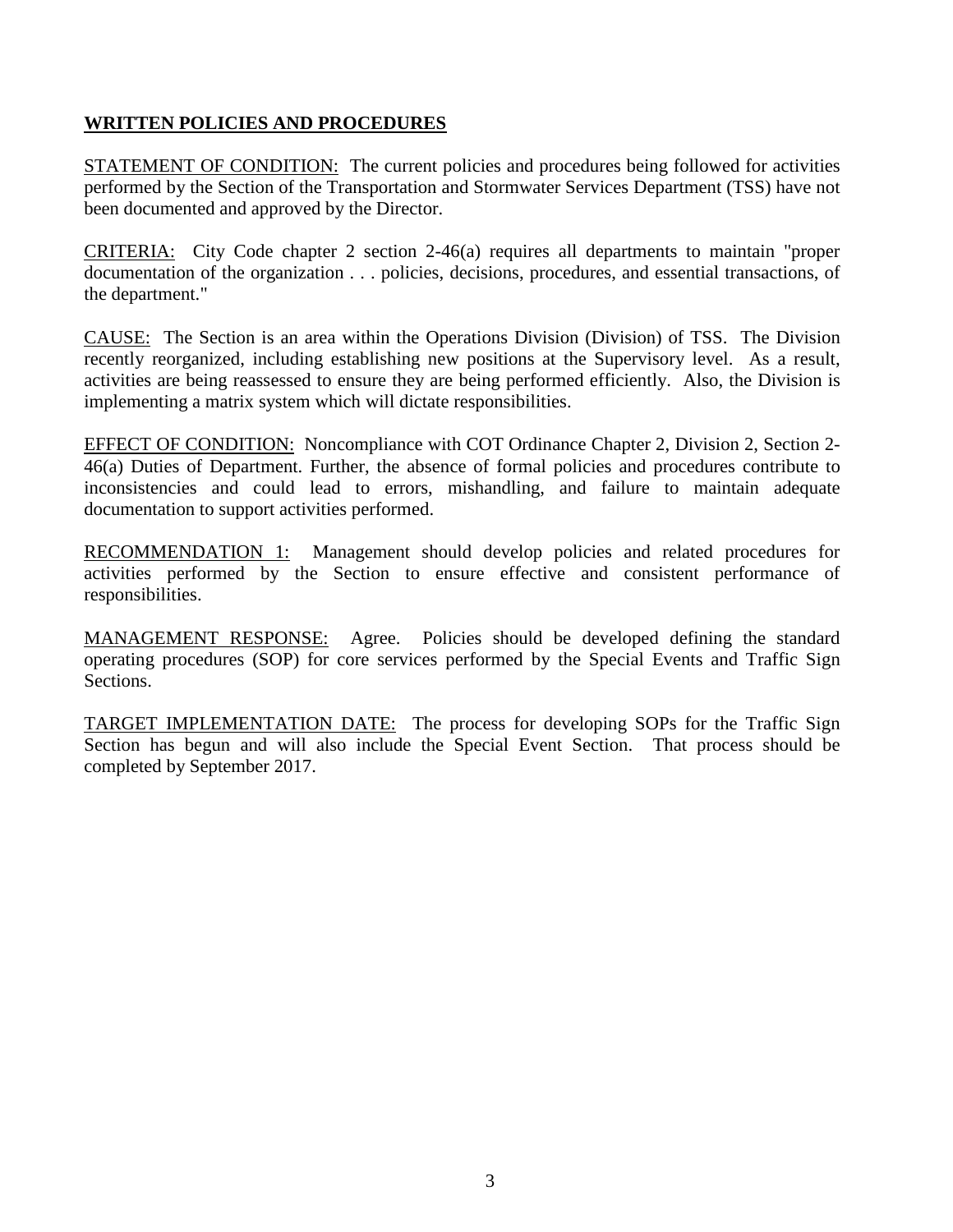## WRITTEN POLICIES AND PROCEDURES

STATEMENT OF CONDITION: The current policies and procedures being followed for activities performed by the Section of the Transportation and Stormwater Services Department (TSS) have not been documented and approved by the Director.

CRITERIA: City Code chapter 2 section 2-46(a) requires all departments to maintain "proper documentation of the organization . . . policies, decisions, procedures, and essential transactions, of the department."

CAUSE: The Section is an area within the Operations Division (Division) of TSS. The Division recently reorganized, including establishing new positions at the Supervisory level. As a result, activities are being reassessed to ensure they are being performed efficiently. Also, the Division is implementing a matrix system which will dictate responsibilities.

EFFECT OF CONDITION: Noncompliance with COT Ordinance Chapter 2, Division 2, Section 2-46(a) Duties of Department. Further, the absence of formal policies and procedures contribute to inconsistencies and could lead to errors, mishandling, and failure to maintain adequate documentation to support activities performed.

RECOMMENDATION 1: Management should develop policies and related procedures for activities performed by the Section to ensure effective and consistent performance of responsibilities.

MANAGEMENT RESPONSE: Agree. Policies should be developed defining the standard operating procedures (SOP) for core services performed by the Special Events and Traffic Sign Sections.

TARGET IMPLEMENTATION DATE: The process for developing SOPs for the Traffic Sign Section has begun and will also include the Special Event Section. That process should be completed by September 2017.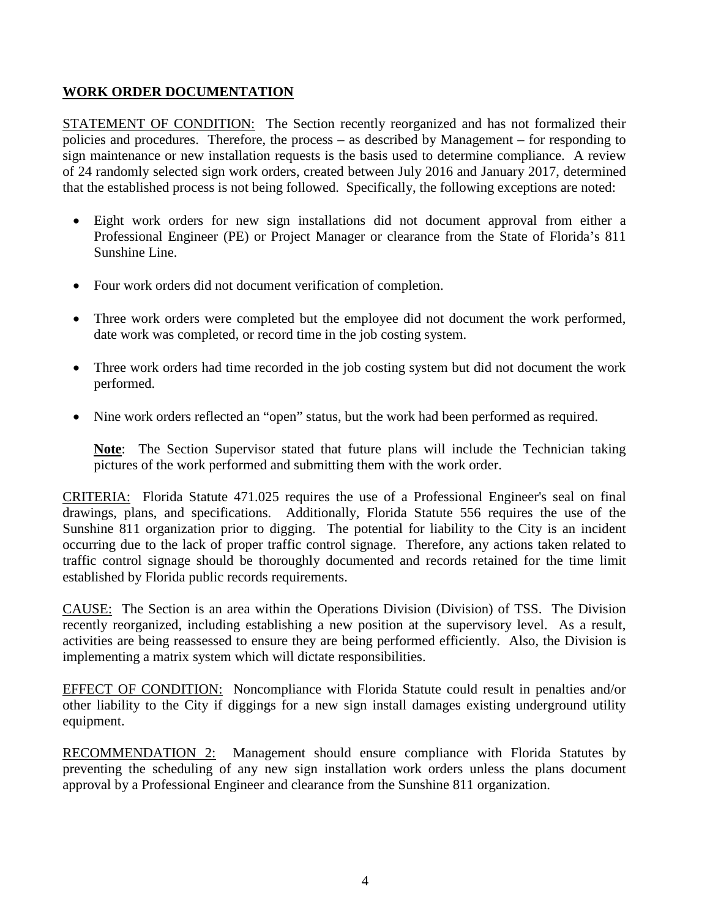## WORK ORDER DOCUMENTATION

STATEMENT OF CONDITION: The Section recently reorganized and has not formalized their policies and procedures. Therefore, the process – as described by Management – for responding to sign maintenance or new installation requests is the basis used to determine compliance. A review of 24 randomly selected sign work orders, created between July 2016 and January 2017, determined that the established process is not being followed. Specifically, the following exceptions are noted:

- Eight work orders for new sign installations did not document approval from either a Professional Engineer (PE) or Project Manager or clearance from the State of Florida's 811 Sunshine Line.
- Four work orders did not document verification of completion.
- Three work orders were completed but the employee did not document the work performed, date work was completed, or record time in the job costing system.
- Three work orders had time recorded in the job costing system but did not document the work performed.
- Nine work orders reflected an "open" status, but the work had been performed as required.

  **Note**: The Section Supervisor stated that future plans will include the Technician taking pictures of the work performed and submitting them with the work order.

CRITERIA: Florida Statute 471.025 requires the use of a Professional Engineer's seal on final drawings, plans, and specifications. Additionally, Florida Statute 556 requires the use of the Sunshine 811 organization prior to digging. The potential for liability to the City is an incident occurring due to the lack of proper traffic control signage. Therefore, any actions taken related to traffic control signage should be thoroughly documented and records retained for the time limit established by Florida public records requirements.

CAUSE: The Section is an area within the Operations Division (Division) of TSS. The Division recently reorganized, including establishing a new position at the supervisory level. As a result, activities are being reassessed to ensure they are being performed efficiently. Also, the Division is implementing a matrix system which will dictate responsibilities.

EFFECT OF CONDITION: Noncompliance with Florida Statute could result in penalties and/or other liability to the City if diggings for a new sign install damages existing underground utility equipment.

RECOMMENDATION 2: Management should ensure compliance with Florida Statutes by preventing the scheduling of any new sign installation work orders unless the plans document approval by a Professional Engineer and clearance from the Sunshine 811 organization.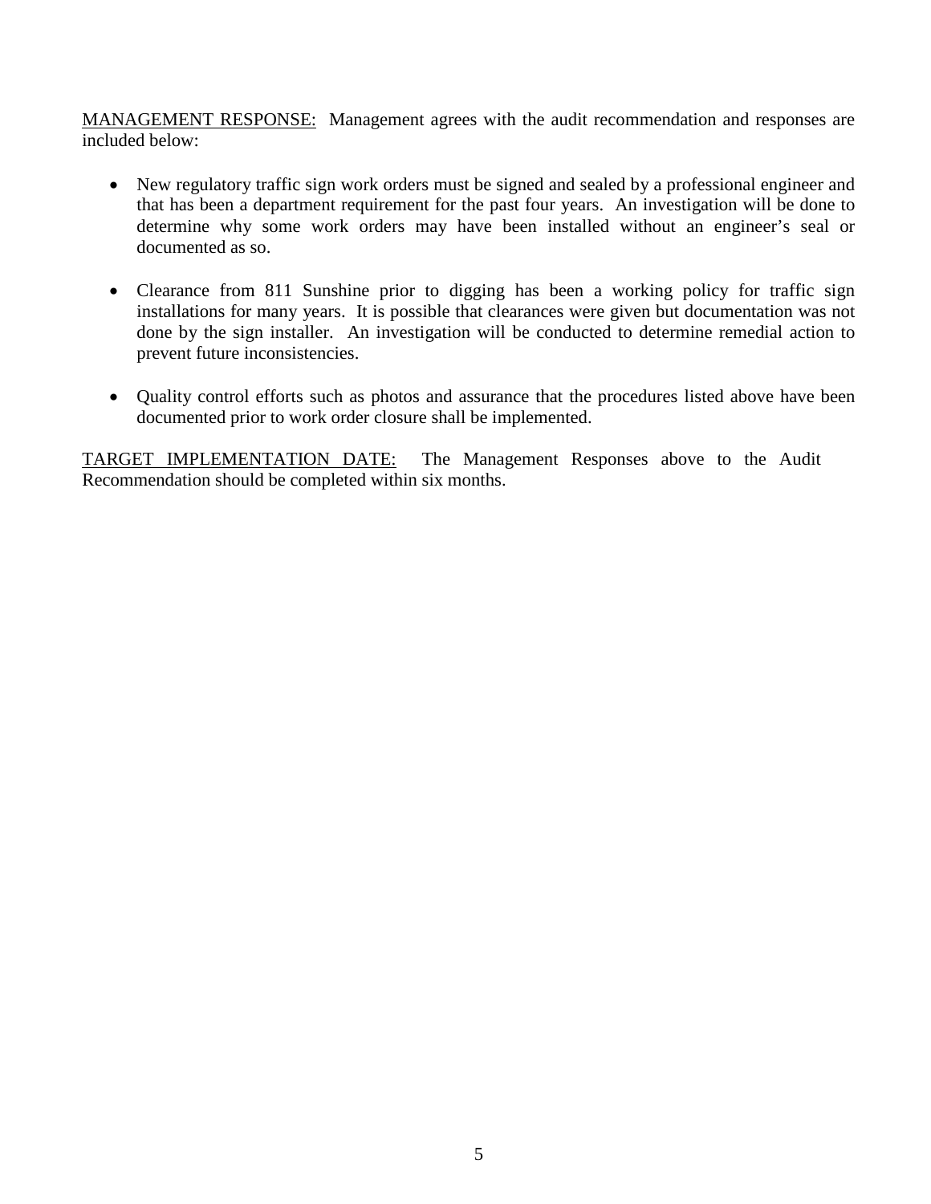<u>MANAGEMENT RESPONSE:</u> Management agrees with the audit recommendation and responses are included below:

- New regulatory traffic sign work orders must be signed and sealed by a professional engineer and that has been a department requirement for the past four years. An investigation will be done to determine why some work orders may have been installed without an engineer's seal or documented as so.

- Clearance from 811 Sunshine prior to digging has been a working policy for traffic sign installations for many years. It is possible that clearances were given but documentation was not done by the sign installer. An investigation will be conducted to determine remedial action to prevent future inconsistencies.

- Quality control efforts such as photos and assurance that the procedures listed above have been documented prior to work order closure shall be implemented.

<u>TARGET IMPLEMENTATION DATE:</u> The Management Responses above to the Audit Recommendation should be completed within six months.